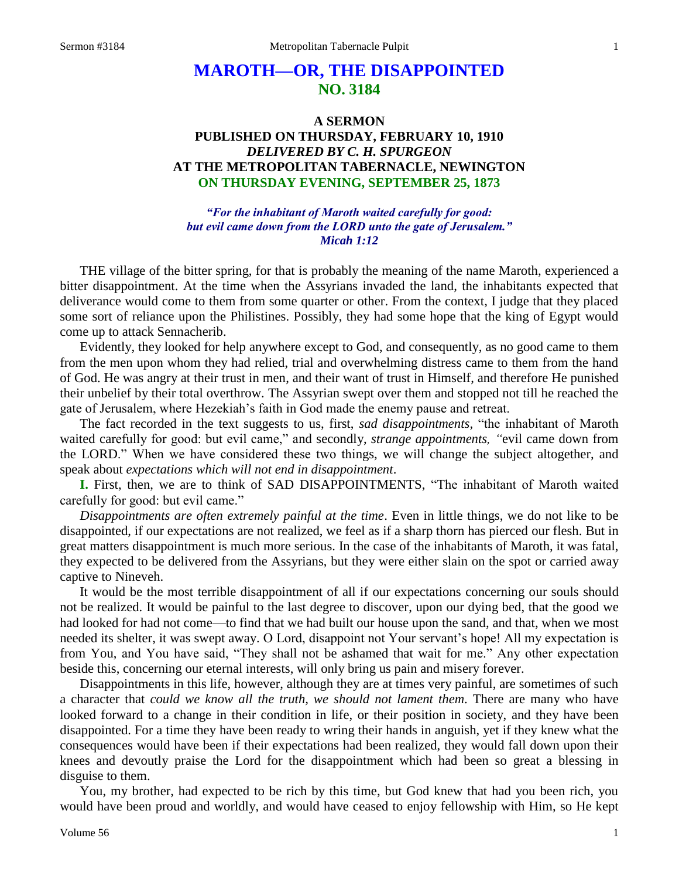# MAROTH—OR, THE DISAPPOINTED
## NO. 3184

### A SERMON
### PUBLISHED ON THURSDAY, FEBRUARY 10, 1910
### *DELIVERED BY C. H. SPURGEON*
### AT THE METROPOLITAN TABERNACLE, NEWINGTON
### ON THURSDAY EVENING, SEPTEMBER 25, 1873

*"For the inhabitant of Maroth waited carefully for good: but evil came down from the LORD unto the gate of Jerusalem." Micah 1:12*

THE village of the bitter spring, for that is probably the meaning of the name Maroth, experienced a bitter disappointment. At the time when the Assyrians invaded the land, the inhabitants expected that deliverance would come to them from some quarter or other. From the context, I judge that they placed some sort of reliance upon the Philistines. Possibly, they had some hope that the king of Egypt would come up to attack Sennacherib.

Evidently, they looked for help anywhere except to God, and consequently, as no good came to them from the men upon whom they had relied, trial and overwhelming distress came to them from the hand of God. He was angry at their trust in men, and their want of trust in Himself, and therefore He punished their unbelief by their total overthrow. The Assyrian swept over them and stopped not till he reached the gate of Jerusalem, where Hezekiah's faith in God made the enemy pause and retreat.

The fact recorded in the text suggests to us, first, *sad disappointments,* "the inhabitant of Maroth waited carefully for good: but evil came," and secondly, *strange appointments, "*evil came down from the LORD." When we have considered these two things, we will change the subject altogether, and speak about *expectations which will not end in disappointment*.

**I.** First, then, we are to think of SAD DISAPPOINTMENTS, "The inhabitant of Maroth waited carefully for good: but evil came."

*Disappointments are often extremely painful at the time*. Even in little things, we do not like to be disappointed, if our expectations are not realized, we feel as if a sharp thorn has pierced our flesh. But in great matters disappointment is much more serious. In the case of the inhabitants of Maroth, it was fatal, they expected to be delivered from the Assyrians, but they were either slain on the spot or carried away captive to Nineveh.

It would be the most terrible disappointment of all if our expectations concerning our souls should not be realized. It would be painful to the last degree to discover, upon our dying bed, that the good we had looked for had not come—to find that we had built our house upon the sand, and that, when we most needed its shelter, it was swept away. O Lord, disappoint not Your servant's hope! All my expectation is from You, and You have said, "They shall not be ashamed that wait for me." Any other expectation beside this, concerning our eternal interests, will only bring us pain and misery forever.

Disappointments in this life, however, although they are at times very painful, are sometimes of such a character that *could we know all the truth, we should not lament them*. There are many who have looked forward to a change in their condition in life, or their position in society, and they have been disappointed. For a time they have been ready to wring their hands in anguish, yet if they knew what the consequences would have been if their expectations had been realized, they would fall down upon their knees and devoutly praise the Lord for the disappointment which had been so great a blessing in disguise to them.

You, my brother, had expected to be rich by this time, but God knew that had you been rich, you would have been proud and worldly, and would have ceased to enjoy fellowship with Him, so He kept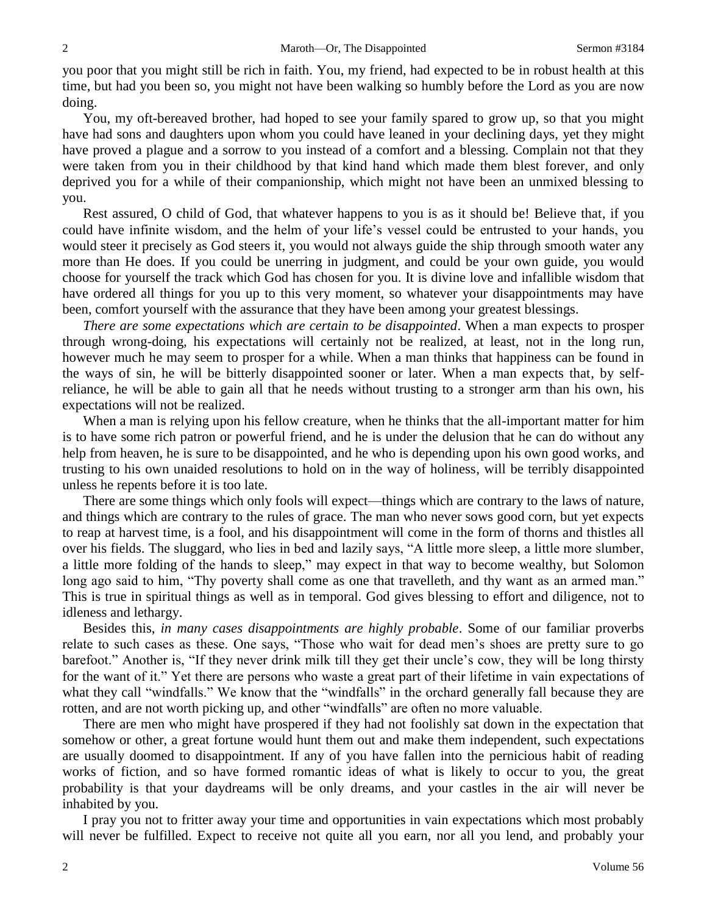you poor that you might still be rich in faith. You, my friend, had expected to be in robust health at this time, but had you been so, you might not have been walking so humbly before the Lord as you are now doing.

You, my oft-bereaved brother, had hoped to see your family spared to grow up, so that you might have had sons and daughters upon whom you could have leaned in your declining days, yet they might have proved a plague and a sorrow to you instead of a comfort and a blessing. Complain not that they were taken from you in their childhood by that kind hand which made them blest forever, and only deprived you for a while of their companionship, which might not have been an unmixed blessing to you.

Rest assured, O child of God, that whatever happens to you is as it should be! Believe that, if you could have infinite wisdom, and the helm of your life's vessel could be entrusted to your hands, you would steer it precisely as God steers it, you would not always guide the ship through smooth water any more than He does. If you could be unerring in judgment, and could be your own guide, you would choose for yourself the track which God has chosen for you. It is divine love and infallible wisdom that have ordered all things for you up to this very moment, so whatever your disappointments may have been, comfort yourself with the assurance that they have been among your greatest blessings.

*There are some expectations which are certain to be disappointed*. When a man expects to prosper through wrong-doing, his expectations will certainly not be realized, at least, not in the long run, however much he may seem to prosper for a while. When a man thinks that happiness can be found in the ways of sin, he will be bitterly disappointed sooner or later. When a man expects that, by self-reliance, he will be able to gain all that he needs without trusting to a stronger arm than his own, his expectations will not be realized.

When a man is relying upon his fellow creature, when he thinks that the all-important matter for him is to have some rich patron or powerful friend, and he is under the delusion that he can do without any help from heaven, he is sure to be disappointed, and he who is depending upon his own good works, and trusting to his own unaided resolutions to hold on in the way of holiness, will be terribly disappointed unless he repents before it is too late.

There are some things which only fools will expect—things which are contrary to the laws of nature, and things which are contrary to the rules of grace. The man who never sows good corn, but yet expects to reap at harvest time, is a fool, and his disappointment will come in the form of thorns and thistles all over his fields. The sluggard, who lies in bed and lazily says, "A little more sleep, a little more slumber, a little more folding of the hands to sleep," may expect in that way to become wealthy, but Solomon long ago said to him, "Thy poverty shall come as one that travelleth, and thy want as an armed man." This is true in spiritual things as well as in temporal. God gives blessing to effort and diligence, not to idleness and lethargy.

Besides this, *in many cases disappointments are highly probable*. Some of our familiar proverbs relate to such cases as these. One says, "Those who wait for dead men's shoes are pretty sure to go barefoot." Another is, "If they never drink milk till they get their uncle's cow, they will be long thirsty for the want of it." Yet there are persons who waste a great part of their lifetime in vain expectations of what they call "windfalls." We know that the "windfalls" in the orchard generally fall because they are rotten, and are not worth picking up, and other "windfalls" are often no more valuable.

There are men who might have prospered if they had not foolishly sat down in the expectation that somehow or other, a great fortune would hunt them out and make them independent, such expectations are usually doomed to disappointment. If any of you have fallen into the pernicious habit of reading works of fiction, and so have formed romantic ideas of what is likely to occur to you, the great probability is that your daydreams will be only dreams, and your castles in the air will never be inhabited by you.

I pray you not to fritter away your time and opportunities in vain expectations which most probably will never be fulfilled. Expect to receive not quite all you earn, nor all you lend, and probably your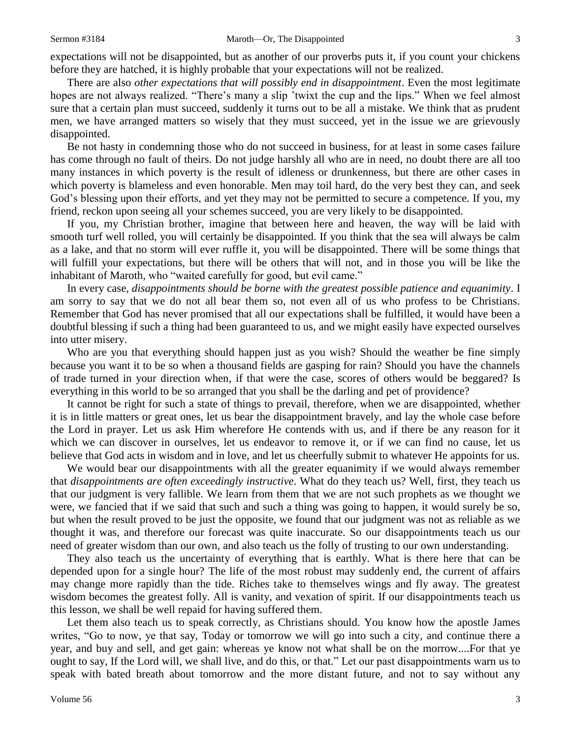expectations will not be disappointed, but as another of our proverbs puts it, if you count your chickens before they are hatched, it is highly probable that your expectations will not be realized.

There are also *other expectations that will possibly end in disappointment*. Even the most legitimate hopes are not always realized. "There's many a slip 'twixt the cup and the lips." When we feel almost sure that a certain plan must succeed, suddenly it turns out to be all a mistake. We think that as prudent men, we have arranged matters so wisely that they must succeed, yet in the issue we are grievously disappointed.

Be not hasty in condemning those who do not succeed in business, for at least in some cases failure has come through no fault of theirs. Do not judge harshly all who are in need, no doubt there are all too many instances in which poverty is the result of idleness or drunkenness, but there are other cases in which poverty is blameless and even honorable. Men may toil hard, do the very best they can, and seek God's blessing upon their efforts, and yet they may not be permitted to secure a competence. If you, my friend, reckon upon seeing all your schemes succeed, you are very likely to be disappointed.

If you, my Christian brother, imagine that between here and heaven, the way will be laid with smooth turf well rolled, you will certainly be disappointed. If you think that the sea will always be calm as a lake, and that no storm will ever ruffle it, you will be disappointed. There will be some things that will fulfill your expectations, but there will be others that will not, and in those you will be like the inhabitant of Maroth, who "waited carefully for good, but evil came."

In every case, *disappointments should be borne with the greatest possible patience and equanimity*. I am sorry to say that we do not all bear them so, not even all of us who profess to be Christians. Remember that God has never promised that all our expectations shall be fulfilled, it would have been a doubtful blessing if such a thing had been guaranteed to us, and we might easily have expected ourselves into utter misery.

Who are you that everything should happen just as you wish? Should the weather be fine simply because you want it to be so when a thousand fields are gasping for rain? Should you have the channels of trade turned in your direction when, if that were the case, scores of others would be beggared? Is everything in this world to be so arranged that you shall be the darling and pet of providence?

It cannot be right for such a state of things to prevail, therefore, when we are disappointed, whether it is in little matters or great ones, let us bear the disappointment bravely, and lay the whole case before the Lord in prayer. Let us ask Him wherefore He contends with us, and if there be any reason for it which we can discover in ourselves, let us endeavor to remove it, or if we can find no cause, let us believe that God acts in wisdom and in love, and let us cheerfully submit to whatever He appoints for us.

We would bear our disappointments with all the greater equanimity if we would always remember that *disappointments are often exceedingly instructive*. What do they teach us? Well, first, they teach us that our judgment is very fallible. We learn from them that we are not such prophets as we thought we were, we fancied that if we said that such and such a thing was going to happen, it would surely be so, but when the result proved to be just the opposite, we found that our judgment was not as reliable as we thought it was, and therefore our forecast was quite inaccurate. So our disappointments teach us our need of greater wisdom than our own, and also teach us the folly of trusting to our own understanding.

They also teach us the uncertainty of everything that is earthly. What is there here that can be depended upon for a single hour? The life of the most robust may suddenly end, the current of affairs may change more rapidly than the tide. Riches take to themselves wings and fly away. The greatest wisdom becomes the greatest folly. All is vanity, and vexation of spirit. If our disappointments teach us this lesson, we shall be well repaid for having suffered them.

Let them also teach us to speak correctly, as Christians should. You know how the apostle James writes, "Go to now, ye that say, Today or tomorrow we will go into such a city, and continue there a year, and buy and sell, and get gain: whereas ye know not what shall be on the morrow....For that ye ought to say, If the Lord will, we shall live, and do this, or that." Let our past disappointments warn us to speak with bated breath about tomorrow and the more distant future, and not to say without any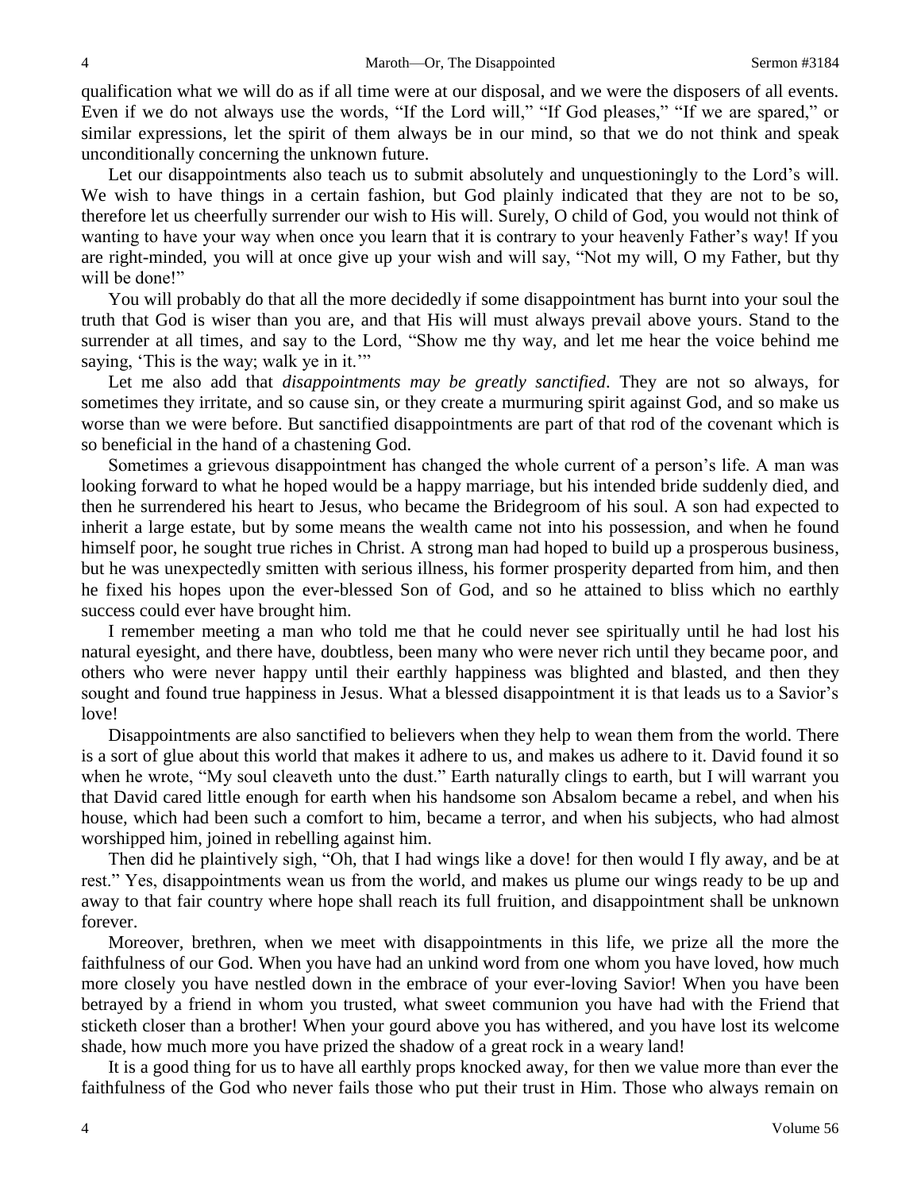qualification what we will do as if all time were at our disposal, and we were the disposers of all events. Even if we do not always use the words, "If the Lord will," "If God pleases," "If we are spared," or similar expressions, let the spirit of them always be in our mind, so that we do not think and speak unconditionally concerning the unknown future.

Let our disappointments also teach us to submit absolutely and unquestioningly to the Lord's will. We wish to have things in a certain fashion, but God plainly indicated that they are not to be so, therefore let us cheerfully surrender our wish to His will. Surely, O child of God, you would not think of wanting to have your way when once you learn that it is contrary to your heavenly Father's way! If you are right-minded, you will at once give up your wish and will say, "Not my will, O my Father, but thy will be done!"

You will probably do that all the more decidedly if some disappointment has burnt into your soul the truth that God is wiser than you are, and that His will must always prevail above yours. Stand to the surrender at all times, and say to the Lord, "Show me thy way, and let me hear the voice behind me saying, 'This is the way; walk ye in it.'"

Let me also add that *disappointments may be greatly sanctified*. They are not so always, for sometimes they irritate, and so cause sin, or they create a murmuring spirit against God, and so make us worse than we were before. But sanctified disappointments are part of that rod of the covenant which is so beneficial in the hand of a chastening God.

Sometimes a grievous disappointment has changed the whole current of a person's life. A man was looking forward to what he hoped would be a happy marriage, but his intended bride suddenly died, and then he surrendered his heart to Jesus, who became the Bridegroom of his soul. A son had expected to inherit a large estate, but by some means the wealth came not into his possession, and when he found himself poor, he sought true riches in Christ. A strong man had hoped to build up a prosperous business, but he was unexpectedly smitten with serious illness, his former prosperity departed from him, and then he fixed his hopes upon the ever-blessed Son of God, and so he attained to bliss which no earthly success could ever have brought him.

I remember meeting a man who told me that he could never see spiritually until he had lost his natural eyesight, and there have, doubtless, been many who were never rich until they became poor, and others who were never happy until their earthly happiness was blighted and blasted, and then they sought and found true happiness in Jesus. What a blessed disappointment it is that leads us to a Savior's love!

Disappointments are also sanctified to believers when they help to wean them from the world. There is a sort of glue about this world that makes it adhere to us, and makes us adhere to it. David found it so when he wrote, "My soul cleaveth unto the dust." Earth naturally clings to earth, but I will warrant you that David cared little enough for earth when his handsome son Absalom became a rebel, and when his house, which had been such a comfort to him, became a terror, and when his subjects, who had almost worshipped him, joined in rebelling against him.

Then did he plaintively sigh, "Oh, that I had wings like a dove! for then would I fly away, and be at rest." Yes, disappointments wean us from the world, and makes us plume our wings ready to be up and away to that fair country where hope shall reach its full fruition, and disappointment shall be unknown forever.

Moreover, brethren, when we meet with disappointments in this life, we prize all the more the faithfulness of our God. When you have had an unkind word from one whom you have loved, how much more closely you have nestled down in the embrace of your ever-loving Savior! When you have been betrayed by a friend in whom you trusted, what sweet communion you have had with the Friend that sticketh closer than a brother! When your gourd above you has withered, and you have lost its welcome shade, how much more you have prized the shadow of a great rock in a weary land!

It is a good thing for us to have all earthly props knocked away, for then we value more than ever the faithfulness of the God who never fails those who put their trust in Him. Those who always remain on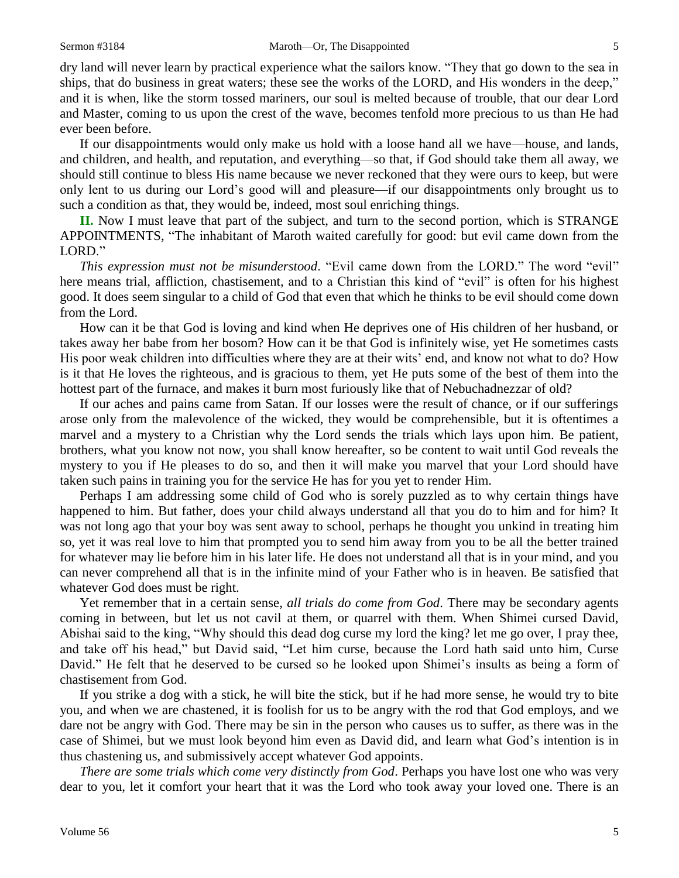dry land will never learn by practical experience what the sailors know. "They that go down to the sea in ships, that do business in great waters; these see the works of the LORD, and His wonders in the deep," and it is when, like the storm tossed mariners, our soul is melted because of trouble, that our dear Lord and Master, coming to us upon the crest of the wave, becomes tenfold more precious to us than He had ever been before.

If our disappointments would only make us hold with a loose hand all we have—house, and lands, and children, and health, and reputation, and everything—so that, if God should take them all away, we should still continue to bless His name because we never reckoned that they were ours to keep, but were only lent to us during our Lord's good will and pleasure—if our disappointments only brought us to such a condition as that, they would be, indeed, most soul enriching things.

**II.** Now I must leave that part of the subject, and turn to the second portion, which is STRANGE APPOINTMENTS, "The inhabitant of Maroth waited carefully for good: but evil came down from the LORD."

*This expression must not be misunderstood*. "Evil came down from the LORD." The word "evil" here means trial, affliction, chastisement, and to a Christian this kind of "evil" is often for his highest good. It does seem singular to a child of God that even that which he thinks to be evil should come down from the Lord.

How can it be that God is loving and kind when He deprives one of His children of her husband, or takes away her babe from her bosom? How can it be that God is infinitely wise, yet He sometimes casts His poor weak children into difficulties where they are at their wits' end, and know not what to do? How is it that He loves the righteous, and is gracious to them, yet He puts some of the best of them into the hottest part of the furnace, and makes it burn most furiously like that of Nebuchadnezzar of old?

If our aches and pains came from Satan. If our losses were the result of chance, or if our sufferings arose only from the malevolence of the wicked, they would be comprehensible, but it is oftentimes a marvel and a mystery to a Christian why the Lord sends the trials which lays upon him. Be patient, brothers, what you know not now, you shall know hereafter, so be content to wait until God reveals the mystery to you if He pleases to do so, and then it will make you marvel that your Lord should have taken such pains in training you for the service He has for you yet to render Him.

Perhaps I am addressing some child of God who is sorely puzzled as to why certain things have happened to him. But father, does your child always understand all that you do to him and for him? It was not long ago that your boy was sent away to school, perhaps he thought you unkind in treating him so, yet it was real love to him that prompted you to send him away from you to be all the better trained for whatever may lie before him in his later life. He does not understand all that is in your mind, and you can never comprehend all that is in the infinite mind of your Father who is in heaven. Be satisfied that whatever God does must be right.

Yet remember that in a certain sense, *all trials do come from God*. There may be secondary agents coming in between, but let us not cavil at them, or quarrel with them. When Shimei cursed David, Abishai said to the king, "Why should this dead dog curse my lord the king? let me go over, I pray thee, and take off his head," but David said, "Let him curse, because the Lord hath said unto him, Curse David." He felt that he deserved to be cursed so he looked upon Shimei's insults as being a form of chastisement from God.

If you strike a dog with a stick, he will bite the stick, but if he had more sense, he would try to bite you, and when we are chastened, it is foolish for us to be angry with the rod that God employs, and we dare not be angry with God. There may be sin in the person who causes us to suffer, as there was in the case of Shimei, but we must look beyond him even as David did, and learn what God's intention is in thus chastening us, and submissively accept whatever God appoints.

*There are some trials which come very distinctly from God*. Perhaps you have lost one who was very dear to you, let it comfort your heart that it was the Lord who took away your loved one. There is an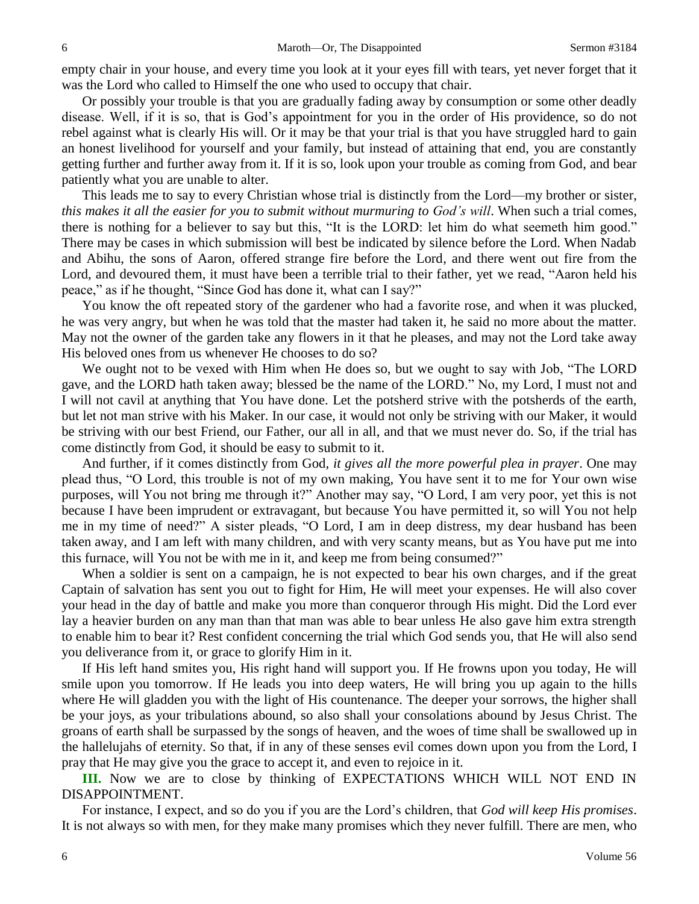empty chair in your house, and every time you look at it your eyes fill with tears, yet never forget that it was the Lord who called to Himself the one who used to occupy that chair.

Or possibly your trouble is that you are gradually fading away by consumption or some other deadly disease. Well, if it is so, that is God's appointment for you in the order of His providence, so do not rebel against what is clearly His will. Or it may be that your trial is that you have struggled hard to gain an honest livelihood for yourself and your family, but instead of attaining that end, you are constantly getting further and further away from it. If it is so, look upon your trouble as coming from God, and bear patiently what you are unable to alter.

This leads me to say to every Christian whose trial is distinctly from the Lord—my brother or sister, *this makes it all the easier for you to submit without murmuring to God's will*. When such a trial comes, there is nothing for a believer to say but this, "It is the LORD: let him do what seemeth him good." There may be cases in which submission will best be indicated by silence before the Lord. When Nadab and Abihu, the sons of Aaron, offered strange fire before the Lord, and there went out fire from the Lord, and devoured them, it must have been a terrible trial to their father, yet we read, "Aaron held his peace," as if he thought, "Since God has done it, what can I say?"

You know the oft repeated story of the gardener who had a favorite rose, and when it was plucked, he was very angry, but when he was told that the master had taken it, he said no more about the matter. May not the owner of the garden take any flowers in it that he pleases, and may not the Lord take away His beloved ones from us whenever He chooses to do so?

We ought not to be vexed with Him when He does so, but we ought to say with Job, "The LORD gave, and the LORD hath taken away; blessed be the name of the LORD." No, my Lord, I must not and I will not cavil at anything that You have done. Let the potsherd strive with the potsherds of the earth, but let not man strive with his Maker. In our case, it would not only be striving with our Maker, it would be striving with our best Friend, our Father, our all in all, and that we must never do. So, if the trial has come distinctly from God, it should be easy to submit to it.

And further, if it comes distinctly from God, *it gives all the more powerful plea in prayer*. One may plead thus, "O Lord, this trouble is not of my own making, You have sent it to me for Your own wise purposes, will You not bring me through it?" Another may say, "O Lord, I am very poor, yet this is not because I have been imprudent or extravagant, but because You have permitted it, so will You not help me in my time of need?" A sister pleads, "O Lord, I am in deep distress, my dear husband has been taken away, and I am left with many children, and with very scanty means, but as You have put me into this furnace, will You not be with me in it, and keep me from being consumed?"

When a soldier is sent on a campaign, he is not expected to bear his own charges, and if the great Captain of salvation has sent you out to fight for Him, He will meet your expenses. He will also cover your head in the day of battle and make you more than conqueror through His might. Did the Lord ever lay a heavier burden on any man than that man was able to bear unless He also gave him extra strength to enable him to bear it? Rest confident concerning the trial which God sends you, that He will also send you deliverance from it, or grace to glorify Him in it.

If His left hand smites you, His right hand will support you. If He frowns upon you today, He will smile upon you tomorrow. If He leads you into deep waters, He will bring you up again to the hills where He will gladden you with the light of His countenance. The deeper your sorrows, the higher shall be your joys, as your tribulations abound, so also shall your consolations abound by Jesus Christ. The groans of earth shall be surpassed by the songs of heaven, and the woes of time shall be swallowed up in the hallelujahs of eternity. So that, if in any of these senses evil comes down upon you from the Lord, I pray that He may give you the grace to accept it, and even to rejoice in it.

**III.** Now we are to close by thinking of EXPECTATIONS WHICH WILL NOT END IN DISAPPOINTMENT.

For instance, I expect, and so do you if you are the Lord's children, that *God will keep His promises*. It is not always so with men, for they make many promises which they never fulfill. There are men, who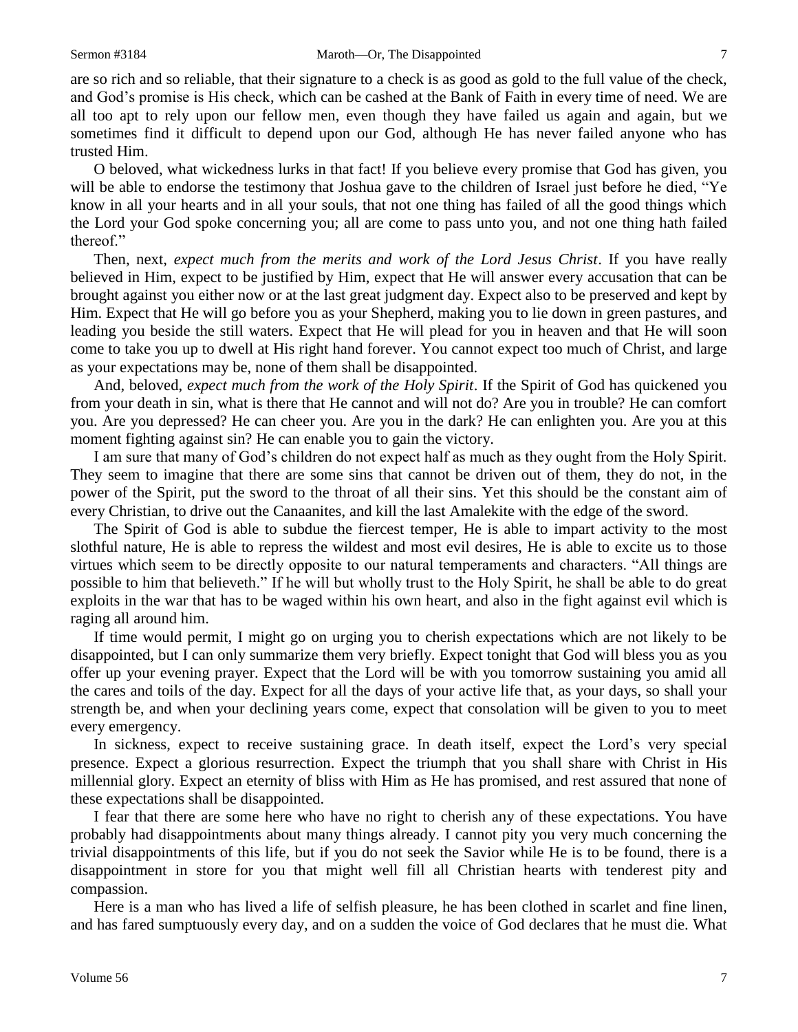are so rich and so reliable, that their signature to a check is as good as gold to the full value of the check, and God's promise is His check, which can be cashed at the Bank of Faith in every time of need. We are all too apt to rely upon our fellow men, even though they have failed us again and again, but we sometimes find it difficult to depend upon our God, although He has never failed anyone who has trusted Him.

O beloved, what wickedness lurks in that fact! If you believe every promise that God has given, you will be able to endorse the testimony that Joshua gave to the children of Israel just before he died, "Ye know in all your hearts and in all your souls, that not one thing has failed of all the good things which the Lord your God spoke concerning you; all are come to pass unto you, and not one thing hath failed thereof."

Then, next, *expect much from the merits and work of the Lord Jesus Christ*. If you have really believed in Him, expect to be justified by Him, expect that He will answer every accusation that can be brought against you either now or at the last great judgment day. Expect also to be preserved and kept by Him. Expect that He will go before you as your Shepherd, making you to lie down in green pastures, and leading you beside the still waters. Expect that He will plead for you in heaven and that He will soon come to take you up to dwell at His right hand forever. You cannot expect too much of Christ, and large as your expectations may be, none of them shall be disappointed.

And, beloved, *expect much from the work of the Holy Spirit*. If the Spirit of God has quickened you from your death in sin, what is there that He cannot and will not do? Are you in trouble? He can comfort you. Are you depressed? He can cheer you. Are you in the dark? He can enlighten you. Are you at this moment fighting against sin? He can enable you to gain the victory.

I am sure that many of God's children do not expect half as much as they ought from the Holy Spirit. They seem to imagine that there are some sins that cannot be driven out of them, they do not, in the power of the Spirit, put the sword to the throat of all their sins. Yet this should be the constant aim of every Christian, to drive out the Canaanites, and kill the last Amalekite with the edge of the sword.

The Spirit of God is able to subdue the fiercest temper, He is able to impart activity to the most slothful nature, He is able to repress the wildest and most evil desires, He is able to excite us to those virtues which seem to be directly opposite to our natural temperaments and characters. "All things are possible to him that believeth." If he will but wholly trust to the Holy Spirit, he shall be able to do great exploits in the war that has to be waged within his own heart, and also in the fight against evil which is raging all around him.

If time would permit, I might go on urging you to cherish expectations which are not likely to be disappointed, but I can only summarize them very briefly. Expect tonight that God will bless you as you offer up your evening prayer. Expect that the Lord will be with you tomorrow sustaining you amid all the cares and toils of the day. Expect for all the days of your active life that, as your days, so shall your strength be, and when your declining years come, expect that consolation will be given to you to meet every emergency.

In sickness, expect to receive sustaining grace. In death itself, expect the Lord's very special presence. Expect a glorious resurrection. Expect the triumph that you shall share with Christ in His millennial glory. Expect an eternity of bliss with Him as He has promised, and rest assured that none of these expectations shall be disappointed.

I fear that there are some here who have no right to cherish any of these expectations. You have probably had disappointments about many things already. I cannot pity you very much concerning the trivial disappointments of this life, but if you do not seek the Savior while He is to be found, there is a disappointment in store for you that might well fill all Christian hearts with tenderest pity and compassion.

Here is a man who has lived a life of selfish pleasure, he has been clothed in scarlet and fine linen, and has fared sumptuously every day, and on a sudden the voice of God declares that he must die. What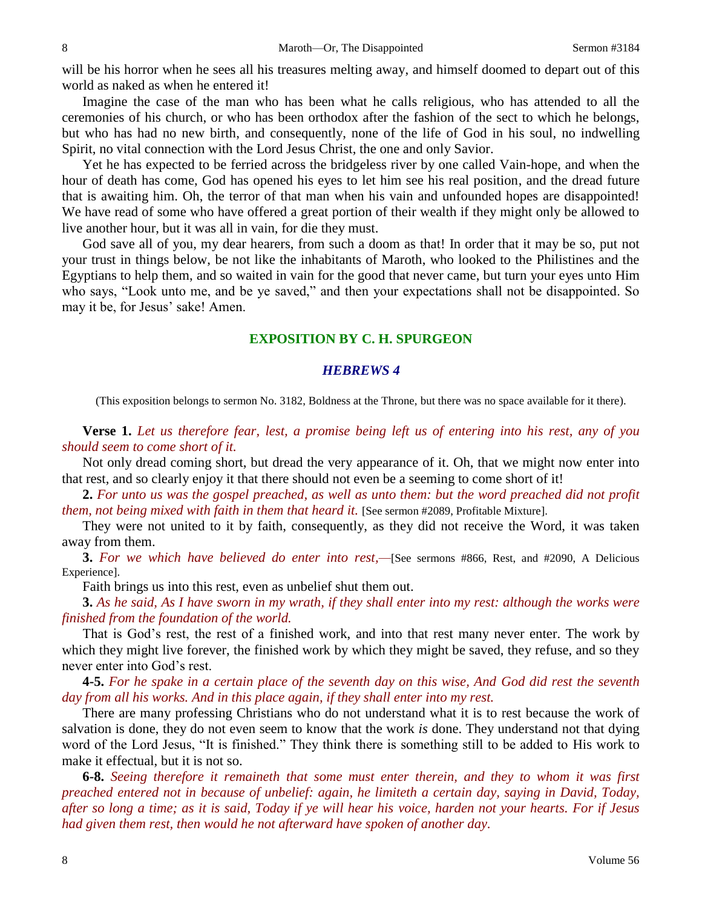will be his horror when he sees all his treasures melting away, and himself doomed to depart out of this world as naked as when he entered it!

Imagine the case of the man who has been what he calls religious, who has attended to all the ceremonies of his church, or who has been orthodox after the fashion of the sect to which he belongs, but who has had no new birth, and consequently, none of the life of God in his soul, no indwelling Spirit, no vital connection with the Lord Jesus Christ, the one and only Savior.

Yet he has expected to be ferried across the bridgeless river by one called Vain-hope, and when the hour of death has come, God has opened his eyes to let him see his real position, and the dread future that is awaiting him. Oh, the terror of that man when his vain and unfounded hopes are disappointed! We have read of some who have offered a great portion of their wealth if they might only be allowed to live another hour, but it was all in vain, for die they must.

God save all of you, my dear hearers, from such a doom as that! In order that it may be so, put not your trust in things below, be not like the inhabitants of Maroth, who looked to the Philistines and the Egyptians to help them, and so waited in vain for the good that never came, but turn your eyes unto Him who says, "Look unto me, and be ye saved," and then your expectations shall not be disappointed. So may it be, for Jesus' sake! Amen.

## EXPOSITION BY C. H. SPURGEON

### *HEBREWS 4*

(This exposition belongs to sermon No. 3182, Boldness at the Throne, but there was no space available for it there).

**Verse 1.** *Let us therefore fear, lest, a promise being left us of entering into his rest, any of you should seem to come short of it.*

Not only dread coming short, but dread the very appearance of it. Oh, that we might now enter into that rest, and so clearly enjoy it that there should not even be a seeming to come short of it!

**2.** *For unto us was the gospel preached, as well as unto them: but the word preached did not profit them, not being mixed with faith in them that heard it.* [See sermon #2089, Profitable Mixture].

They were not united to it by faith, consequently, as they did not receive the Word, it was taken away from them.

**3.** *For we which have believed do enter into rest,*—[See sermons #866, Rest, and #2090, A Delicious Experience].

Faith brings us into this rest, even as unbelief shut them out.

**3.** *As he said, As I have sworn in my wrath, if they shall enter into my rest: although the works were finished from the foundation of the world.*

That is God's rest, the rest of a finished work, and into that rest many never enter. The work by which they might live forever, the finished work by which they might be saved, they refuse, and so they never enter into God's rest.

**4-5.** *For he spake in a certain place of the seventh day on this wise, And God did rest the seventh day from all his works. And in this place again, if they shall enter into my rest.*

There are many professing Christians who do not understand what it is to rest because the work of salvation is done, they do not even seem to know that the work *is* done. They understand not that dying word of the Lord Jesus, "It is finished." They think there is something still to be added to His work to make it effectual, but it is not so.

**6-8.** *Seeing therefore it remaineth that some must enter therein, and they to whom it was first preached entered not in because of unbelief: again, he limiteth a certain day, saying in David, Today, after so long a time; as it is said, Today if ye will hear his voice, harden not your hearts. For if Jesus had given them rest, then would he not afterward have spoken of another day.*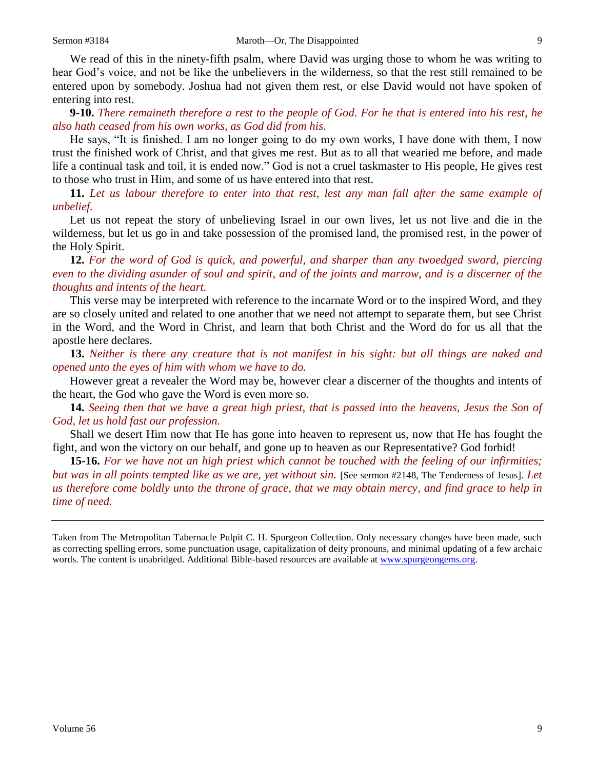We read of this in the ninety-fifth psalm, where David was urging those to whom he was writing to hear God's voice, and not be like the unbelievers in the wilderness, so that the rest still remained to be entered upon by somebody. Joshua had not given them rest, or else David would not have spoken of entering into rest.

**9-10.** *There remaineth therefore a rest to the people of God. For he that is entered into his rest, he also hath ceased from his own works, as God did from his.*

He says, "It is finished. I am no longer going to do my own works, I have done with them, I now trust the finished work of Christ, and that gives me rest. But as to all that wearied me before, and made life a continual task and toil, it is ended now." God is not a cruel taskmaster to His people, He gives rest to those who trust in Him, and some of us have entered into that rest.

**11.** *Let us labour therefore to enter into that rest, lest any man fall after the same example of unbelief.*

Let us not repeat the story of unbelieving Israel in our own lives, let us not live and die in the wilderness, but let us go in and take possession of the promised land, the promised rest, in the power of the Holy Spirit.

**12.** *For the word of God is quick, and powerful, and sharper than any twoedged sword, piercing even to the dividing asunder of soul and spirit, and of the joints and marrow, and is a discerner of the thoughts and intents of the heart.*

This verse may be interpreted with reference to the incarnate Word or to the inspired Word, and they are so closely united and related to one another that we need not attempt to separate them, but see Christ in the Word, and the Word in Christ, and learn that both Christ and the Word do for us all that the apostle here declares.

**13.** *Neither is there any creature that is not manifest in his sight: but all things are naked and opened unto the eyes of him with whom we have to do.*

However great a revealer the Word may be, however clear a discerner of the thoughts and intents of the heart, the God who gave the Word is even more so.

**14.** *Seeing then that we have a great high priest, that is passed into the heavens, Jesus the Son of God, let us hold fast our profession.*

Shall we desert Him now that He has gone into heaven to represent us, now that He has fought the fight, and won the victory on our behalf, and gone up to heaven as our Representative? God forbid!

**15-16.** *For we have not an high priest which cannot be touched with the feeling of our infirmities; but was in all points tempted like as we are, yet without sin.* [See sermon #2148, The Tenderness of Jesus]. *Let us therefore come boldly unto the throne of grace, that we may obtain mercy, and find grace to help in time of need.*

---

Taken from The Metropolitan Tabernacle Pulpit C. H. Spurgeon Collection. Only necessary changes have been made, such as correcting spelling errors, some punctuation usage, capitalization of deity pronouns, and minimal updating of a few archaic words. The content is unabridged. Additional Bible-based resources are available at www.spurgeongems.org.